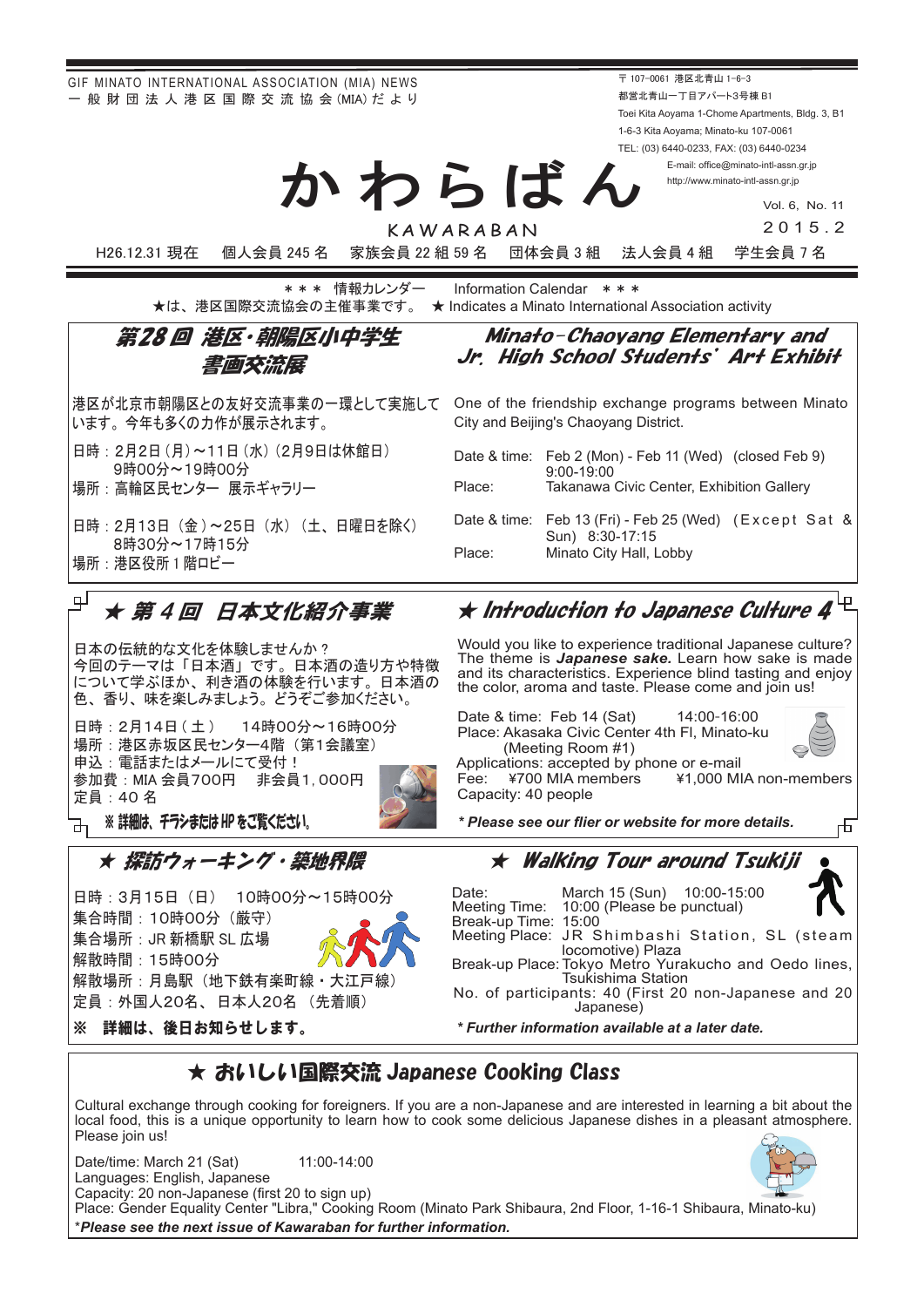GIF MINATO INTERNATIONAL ASSOCIATION (MIA) NEWS
一般財団法人港区国際交流協会(MIA)だより

〒107-0061 港区北青山1-6-3
都営北青山一丁目アパート3号棟 B1
Toei Kita Aoyama 1-Chome Apartments, Bldg. 3, B1
1-6-3 Kita Aoyama; Minato-ku 107-0061
TEL: (03) 6440-0233, FAX: (03) 6440-0234
E-mail: office@minato-intl-assn.gr.jp
http://www.minato-intl-assn.gr.jp

# かわらばん
KAWARABAN

Vol. 6, No. 11
2015.2

H26.12.31 現在　個人会員 245 名　家族会員 22 組 59 名　団体会員 3 組　法人会員 4 組　学生会員 7 名

＊＊＊ 情報カレンダー　Information Calendar ＊＊＊
★は、港区国際交流協会の主催事業です。 ★ Indicates a Minato International Association activity

## 第28回 港区・朝陽区小中学生書画交流展 / Minato-Chaoyang Elementary and Jr. High School Students' Art Exhibit

港区が北京市朝陽区との友好交流事業の一環として実施しています。今年も多くの力作が展示されます。

日時：2月2日（月）～11日（水）（2月9日は休館日）
9時00分～19時00分
場所：高輪区民センター 展示ギャラリー

日時：2月13日（金）～25日（水）（土、日曜日を除く）
8時30分～17時15分
場所：港区役所１階ロビー

One of the friendship exchange programs between Minato City and Beijing's Chaoyang District.

Date & time: Feb 2 (Mon) - Feb 11 (Wed) (closed Feb 9) 9:00-19:00
Place: Takanawa Civic Center, Exhibition Gallery

Date & time: Feb 13 (Fri) - Feb 25 (Wed) (Except Sat & Sun) 8:30-17:15
Place: Minato City Hall, Lobby

## ★ 第４回 日本文化紹介事業 / ★ Introduction to Japanese Culture 4

日本の伝統的な文化を体験しませんか？
今回のテーマは「日本酒」です。日本酒の造り方や特徴について学ぶほか、利き酒の体験を行います。日本酒の色、香り、味を楽しみましょう。どうぞご参加ください。

日時：2月14日（土）　14時00分～16時00分
場所：港区赤坂区民センター4階（第1会議室）
申込：電話またはメールにて受付！
参加費：MIA 会員700円　非会員1,000円
定員：40 名

※ 詳細は、チラシまたは HP をご覧ください。

Would you like to experience traditional Japanese culture? The theme is ***Japanese sake.*** Learn how sake is made and its characteristics. Experience blind tasting and enjoy the color, aroma and taste. Please come and join us!

Date & time: Feb 14 (Sat) 14:00-16:00
Place: Akasaka Civic Center 4th Fl, Minato-ku (Meeting Room #1)
Applications: accepted by phone or e-mail
Fee: ¥700 MIA members ¥1,000 MIA non-members
Capacity: 40 people

***\* Please see our flier or website for more details.***

## ★ 探訪ウォーキング・築地界隈 / ★ Walking Tour around Tsukiji

日時：3月15日（日）　10時00分～15時00分
集合時間：10時00分（厳守）
集合場所：JR 新橋駅 SL 広場
解散時間：15時00分
解散場所：月島駅（地下鉄有楽町線・大江戸線）
定員：外国人20名、日本人20名（先着順）

**※ 詳細は、後日お知らせします。**

Date: March 15 (Sun) 10:00-15:00
Meeting Time: 10:00 (Please be punctual)
Break-up Time: 15:00
Meeting Place: JR Shimbashi Station, SL (steam locomotive) Plaza
Break-up Place: Tokyo Metro Yurakucho and Oedo lines, Tsukishima Station
No. of participants: 40 (First 20 non-Japanese and 20 Japanese)

***\* Further information available at a later date.***

## ★ おいしい国際交流 Japanese Cooking Class

Cultural exchange through cooking for foreigners. If you are a non-Japanese and are interested in learning a bit about the local food, this is a unique opportunity to learn how to cook some delicious Japanese dishes in a pleasant atmosphere. Please join us!

Date/time: March 21 (Sat) 11:00-14:00
Languages: English, Japanese
Capacity: 20 non-Japanese (first 20 to sign up)
Place: Gender Equality Center "Libra," Cooking Room (Minato Park Shibaura, 2nd Floor, 1-16-1 Shibaura, Minato-ku)
****Please see the next issue of Kawaraban for further information.***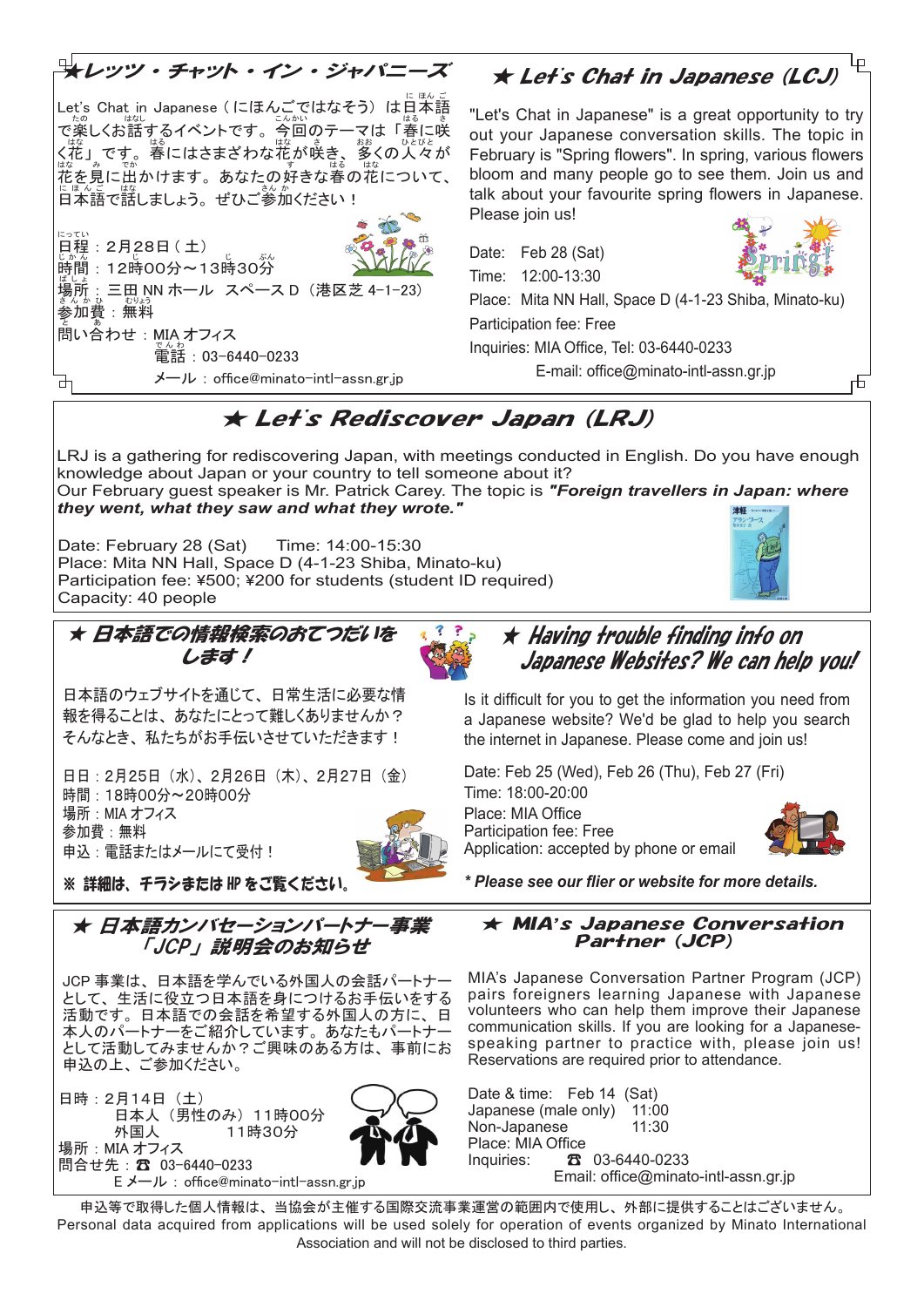## ★レッツ・チャット・イン・ジャパニーズ

Let's Chat in Japanese（にほんごではなそう）は日本語で楽しくお話するイベントです。今回のテーマは「春に咲く花」です。春にはさまざまな花が咲き、多くの人々が花を見に出かけます。あなたの好きな春の花について、日本語で話しましょう。ぜひご参加ください！

日程：2月28日（土）
時間：12時00分～13時30分
場所：三田 NN ホール　スペース D（港区芝 4-1-23）
参加費：無料
問い合わせ：MIA オフィス
電話：03-6440-0233
メール：office@minato-intl-assn.gr.jp

## ★ Let's Chat in Japanese (LCJ)

"Let's Chat in Japanese" is a great opportunity to try out your Japanese conversation skills. The topic in February is "Spring flowers". In spring, various flowers bloom and many people go to see them. Join us and talk about your favourite spring flowers in Japanese. Please join us!

Date: Feb 28 (Sat)
Time: 12:00-13:30
Place: Mita NN Hall, Space D (4-1-23 Shiba, Minato-ku)
Participation fee: Free
Inquiries: MIA Office, Tel: 03-6440-0233
E-mail: office@minato-intl-assn.gr.jp

## ★ Let's Rediscover Japan (LRJ)

LRJ is a gathering for rediscovering Japan, with meetings conducted in English. Do you have enough knowledge about Japan or your country to tell someone about it?
Our February guest speaker is Mr. Patrick Carey. The topic is ***"Foreign travellers in Japan: where they went, what they saw and what they wrote."***

Date: February 28 (Sat)　Time: 14:00-15:30
Place: Mita NN Hall, Space D (4-1-23 Shiba, Minato-ku)
Participation fee: ¥500; ¥200 for students (student ID required)
Capacity: 40 people

## ★ 日本語での情報検索のおてつだいをします！

日本語のウェブサイトを通じて、日常生活に必要な情報を得ることは、あなたにとって難しくありませんか？そんなとき、私たちがお手伝いさせていただきます！

日日：2月25日（水）、2月26日（木）、2月27日（金）
時間：18時00分～20時00分
場所：MIA オフィス
参加費：無料
申込：電話またはメールにて受付！

**※ 詳細は、チラシまたは HP をご覧ください。**

## ★ Having trouble finding info on Japanese Websites? We can help you!

Is it difficult for you to get the information you need from a Japanese website? We'd be glad to help you search the internet in Japanese. Please come and join us!

Date: Feb 25 (Wed), Feb 26 (Thu), Feb 27 (Fri)
Time: 18:00-20:00
Place: MIA Office
Participation fee: Free
Application: accepted by phone or email

***\* Please see our flier or website for more details.***

## ★ 日本語カンバセーションパートナー事業「JCP」説明会のお知らせ

JCP 事業は、日本語を学んでいる外国人の会話パートナーとして、生活に役立つ日本語を身につけるお手伝いをする活動です。日本語での会話を希望する外国人の方に、日本人のパートナーをご紹介しています。あなたもパートナーとして活動してみませんか？ご興味のある方は、事前にお申込の上、ご参加ください。

日時：2月14日（土）
日本人（男性のみ）11時00分
外国人　11時30分
場所：MIA オフィス
問合せ先：☎ 03-6440-0233
E メール：office@minato-intl-assn.gr.jp

## ★ MIA's Japanese Conversation Partner (JCP)

MIA's Japanese Conversation Partner Program (JCP) pairs foreigners learning Japanese with Japanese volunteers who can help them improve their Japanese communication skills. If you are looking for a Japanese-speaking partner to practice with, please join us! Reservations are required prior to attendance.

Date & time: Feb 14 (Sat)
Japanese (male only)　11:00
Non-Japanese　11:30
Place: MIA Office
Inquiries: ☎ 03-6440-0233
Email: office@minato-intl-assn.gr.jp

申込等で取得した個人情報は、当協会が主催する国際交流事業運営の範囲内で使用し、外部に提供することはございません。
Personal data acquired from applications will be used solely for operation of events organized by Minato International Association and will not be disclosed to third parties.